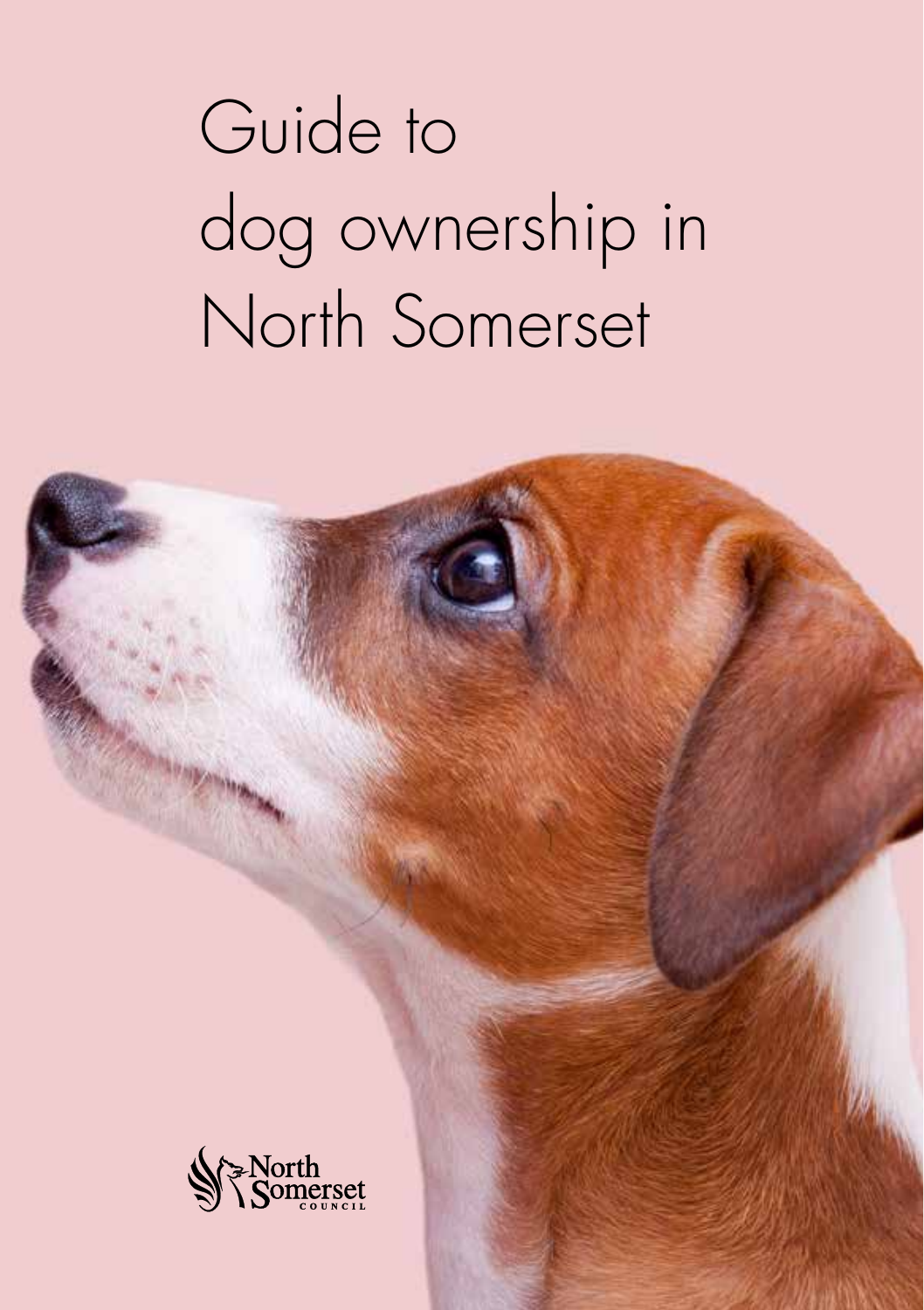# Guide to dog ownership in North Somerset

North Somerset Council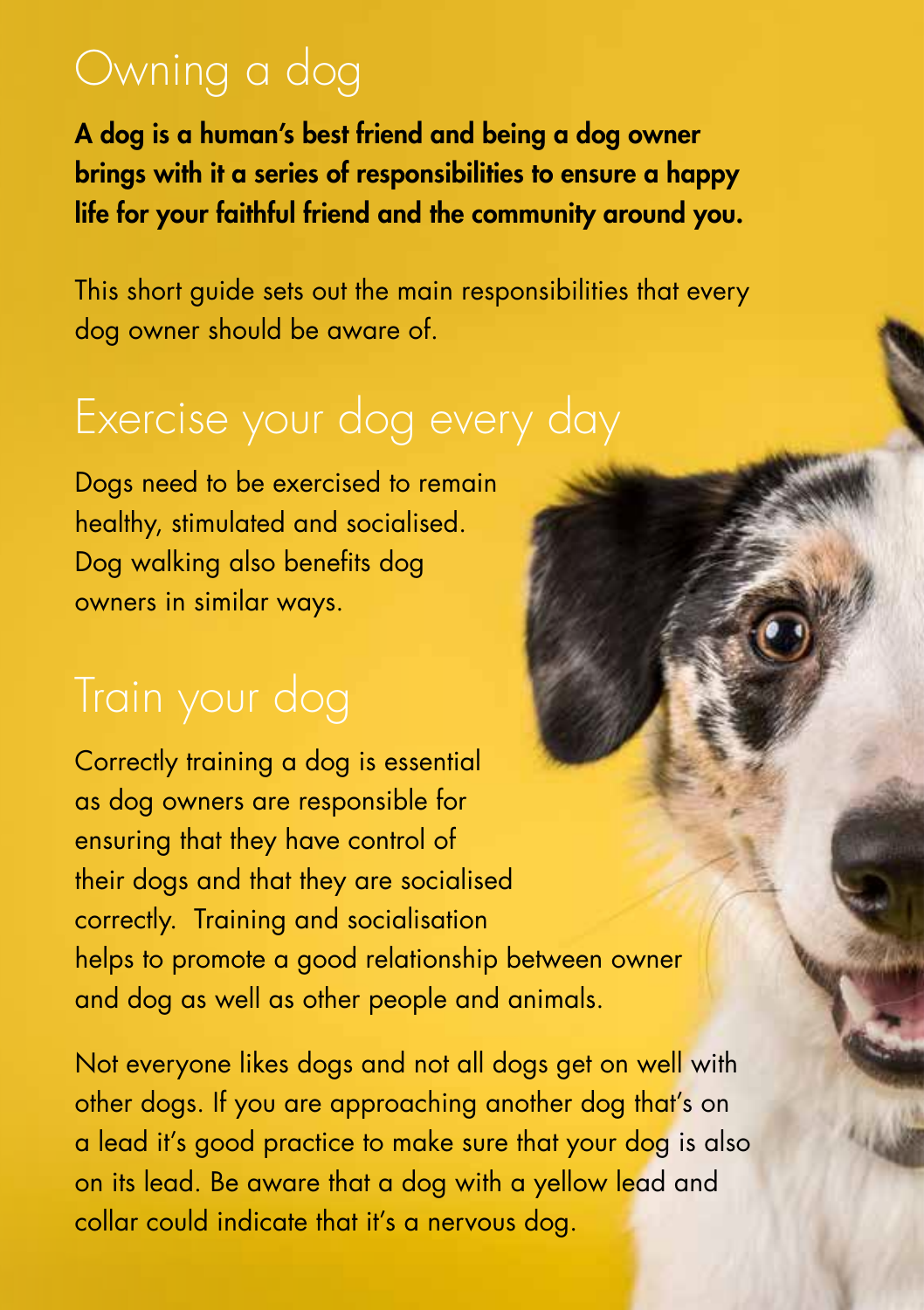# Owning a dog

**A dog is a human's best friend and being a dog owner brings with it a series of responsibilities to ensure a happy life for your faithful friend and the community around you.**

This short guide sets out the main responsibilities that every dog owner should be aware of.

## Exercise your dog every day

Dogs need to be exercised to remain healthy, stimulated and socialised. Dog walking also benefits dog owners in similar ways.

## Train your dog

Correctly training a dog is essential as dog owners are responsible for ensuring that they have control of their dogs and that they are socialised correctly. Training and socialisation helps to promote a good relationship between owner and dog as well as other people and animals.

Not everyone likes dogs and not all dogs get on well with other dogs. If you are approaching another dog that's on a lead it's good practice to make sure that your dog is also on its lead. Be aware that a dog with a yellow lead and collar could indicate that it's a nervous dog.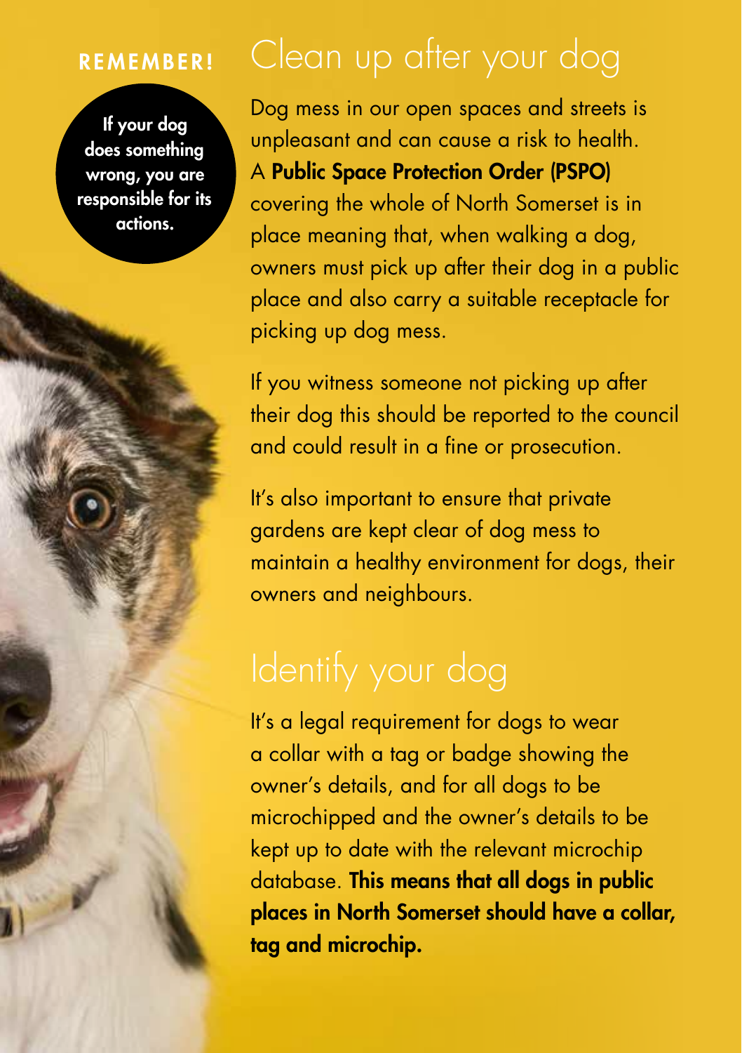**REMEMBER!**

**If your dog does something wrong, you are responsible for its actions.**

## Clean up after your dog

Dog mess in our open spaces and streets is unpleasant and can cause a risk to health. A **Public Space Protection Order (PSPO)** covering the whole of North Somerset is in place meaning that, when walking a dog, owners must pick up after their dog in a public place and also carry a suitable receptacle for picking up dog mess.

If you witness someone not picking up after their dog this should be reported to the council and could result in a fine or prosecution.

It's also important to ensure that private gardens are kept clear of dog mess to maintain a healthy environment for dogs, their owners and neighbours.

## Identify your dog

It's a legal requirement for dogs to wear a collar with a tag or badge showing the owner's details, and for all dogs to be microchipped and the owner's details to be kept up to date with the relevant microchip database. **This means that all dogs in public places in North Somerset should have a collar, tag and microchip.**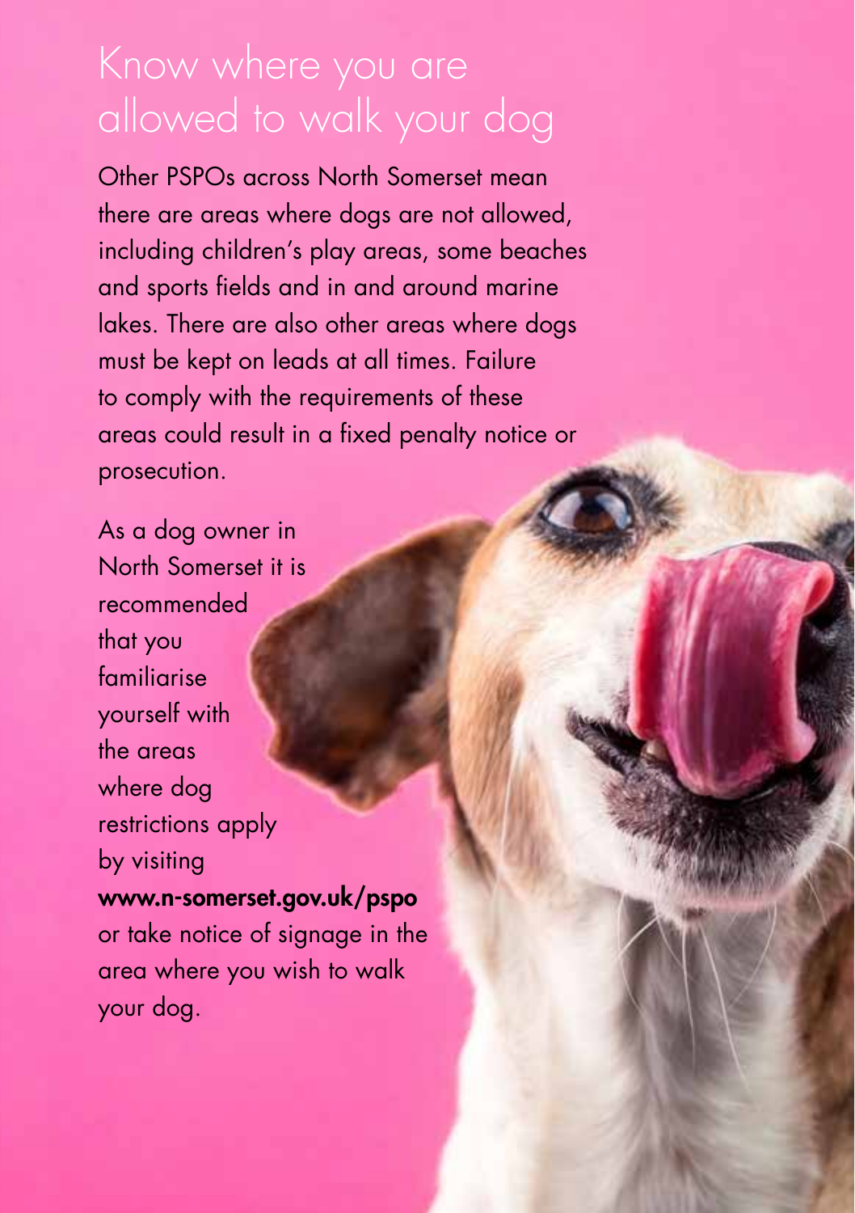# Know where you are allowed to walk your dog

Other PSPOs across North Somerset mean there are areas where dogs are not allowed, including children's play areas, some beaches and sports fields and in and around marine lakes. There are also other areas where dogs must be kept on leads at all times. Failure to comply with the requirements of these areas could result in a fixed penalty notice or prosecution.

As a dog owner in North Somerset it is recommended that you familiarise yourself with the areas where dog restrictions apply by visiting **www.n-somerset.gov.uk/pspo** or take notice of signage in the area where you wish to walk your dog.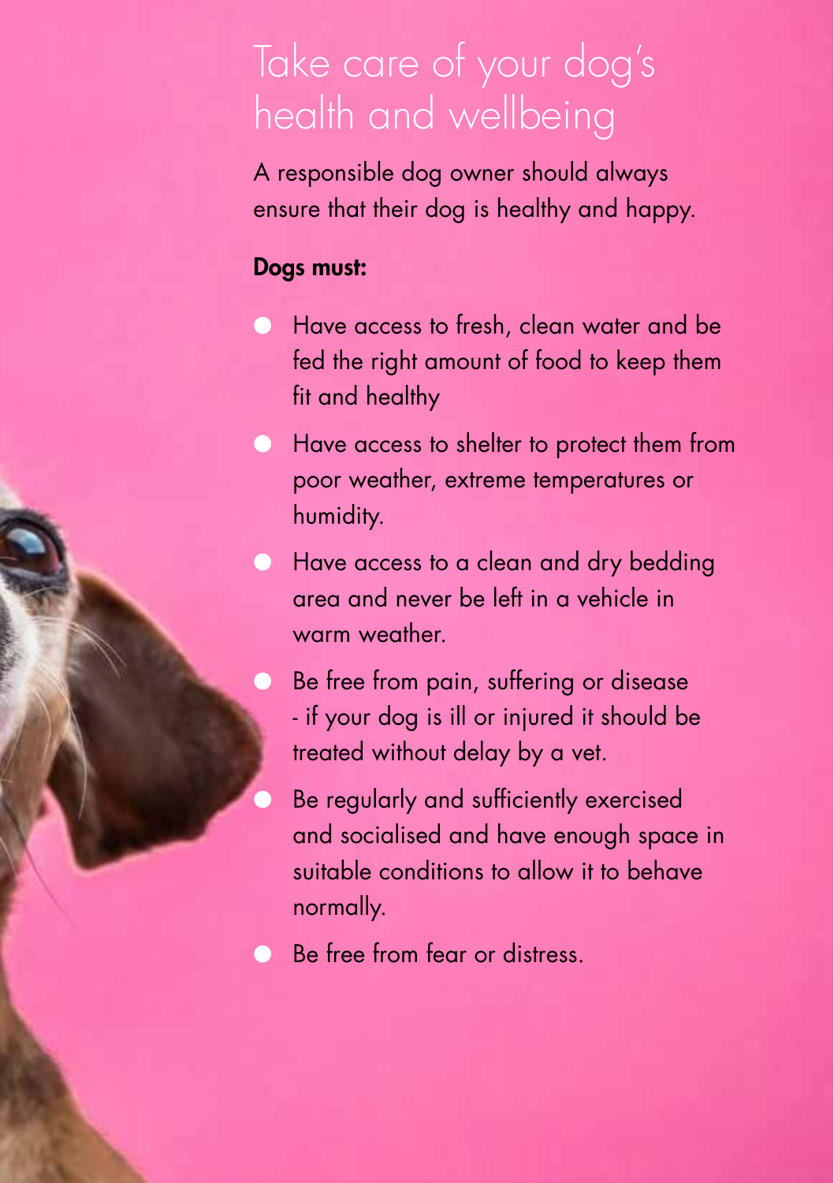# Take care of your dog's health and wellbeing

A responsible dog owner should always ensure that their dog is healthy and happy.

**Dogs must:**

- Have access to fresh, clean water and be fed the right amount of food to keep them fit and healthy
- Have access to shelter to protect them from poor weather, extreme temperatures or humidity.
- Have access to a clean and dry bedding area and never be left in a vehicle in warm weather.
- Be free from pain, suffering or disease - if your dog is ill or injured it should be treated without delay by a vet.
- Be regularly and sufficiently exercised and socialised and have enough space in suitable conditions to allow it to behave normally.
- Be free from fear or distress.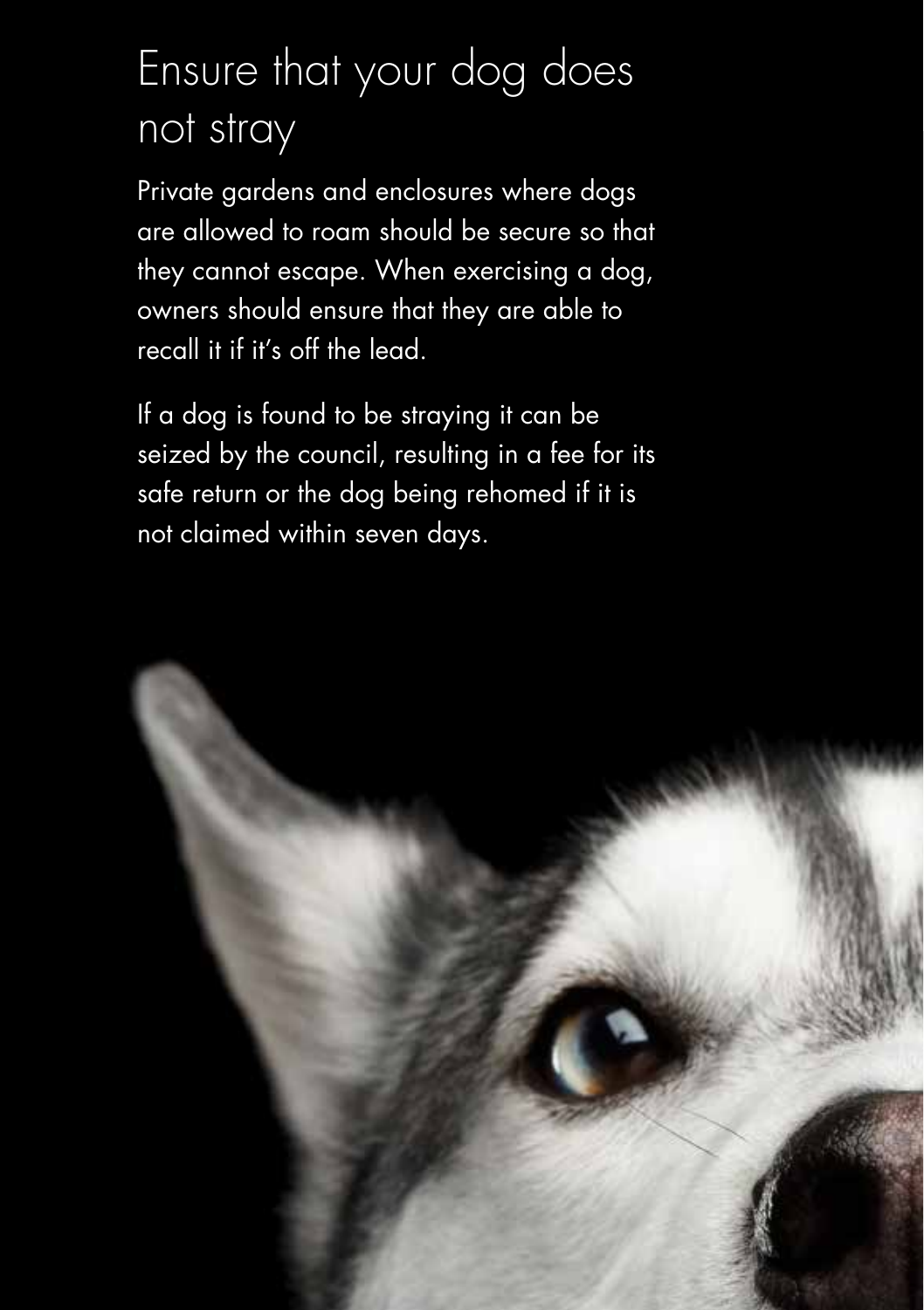# Ensure that your dog does not stray

Private gardens and enclosures where dogs are allowed to roam should be secure so that they cannot escape. When exercising a dog, owners should ensure that they are able to recall it if it's off the lead.

If a dog is found to be straying it can be seized by the council, resulting in a fee for its safe return or the dog being rehomed if it is not claimed within seven days.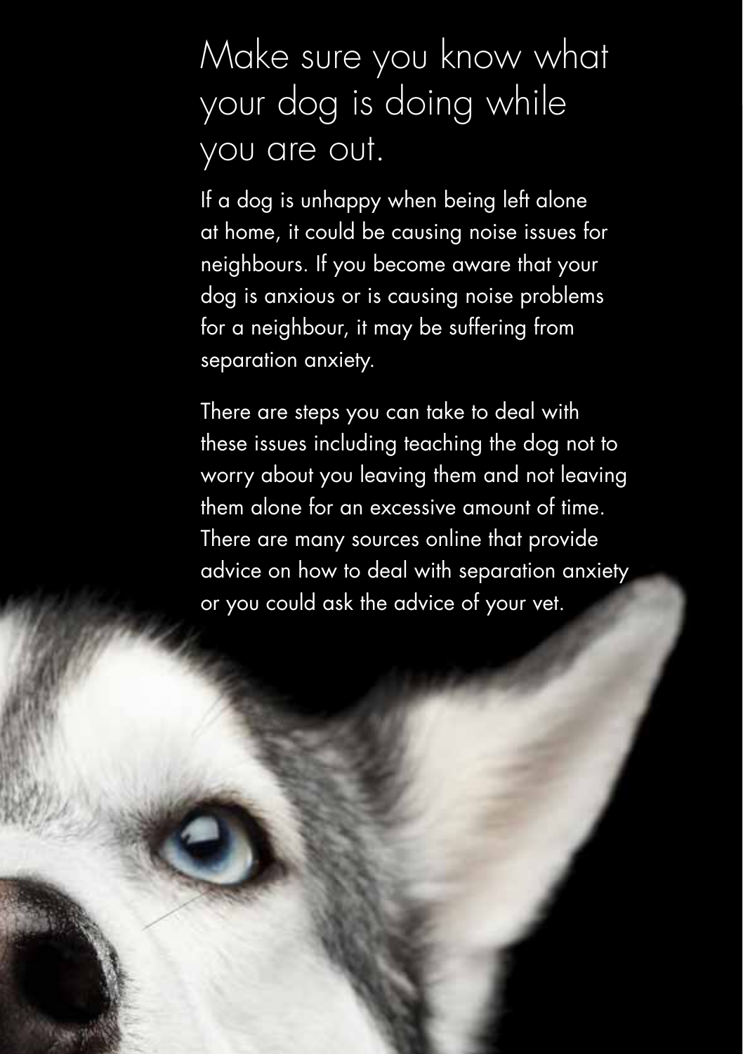# Make sure you know what your dog is doing while you are out.

If a dog is unhappy when being left alone at home, it could be causing noise issues for neighbours. If you become aware that your dog is anxious or is causing noise problems for a neighbour, it may be suffering from separation anxiety.

There are steps you can take to deal with these issues including teaching the dog not to worry about you leaving them and not leaving them alone for an excessive amount of time. There are many sources online that provide advice on how to deal with separation anxiety or you could ask the advice of your vet.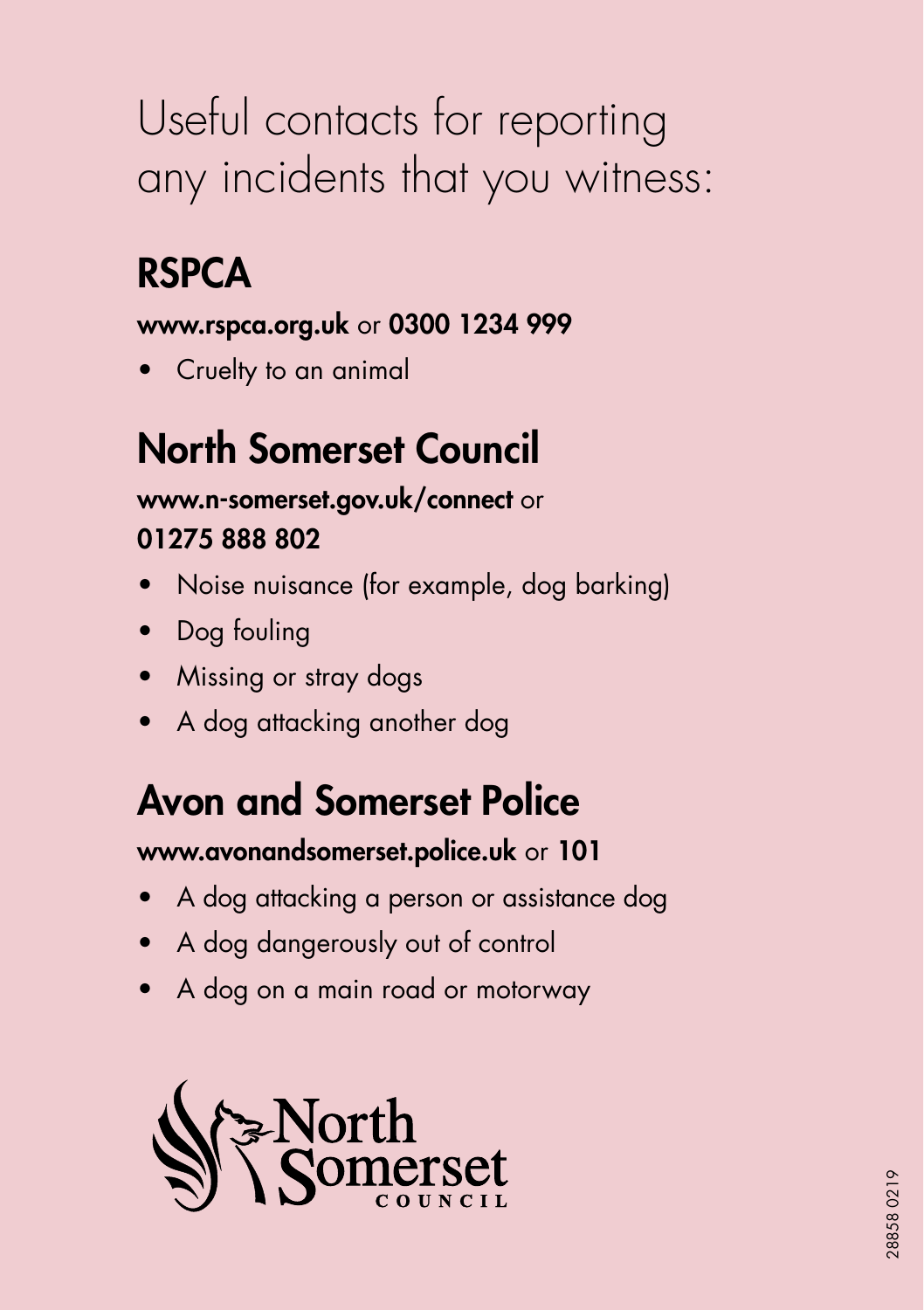# Useful contacts for reporting any incidents that you witness:

## RSPCA

**www.rspca.org.uk** or **0300 1234 999**

- Cruelty to an animal

## North Somerset Council

**www.n-somerset.gov.uk/connect** or **01275 888 802**

- Noise nuisance (for example, dog barking)
- Dog fouling
- Missing or stray dogs
- A dog attacking another dog

## Avon and Somerset Police

**www.avonandsomerset.police.uk** or **101**

- A dog attacking a person or assistance dog
- A dog dangerously out of control
- A dog on a main road or motorway

North Somerset Council

28858 0219